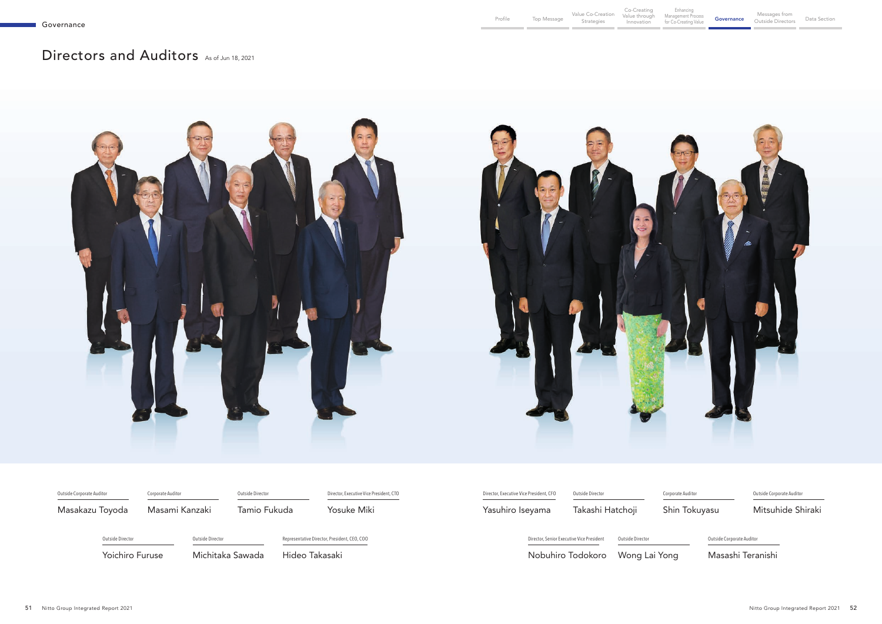# Directors and Auditors

As of Jun 18, 2021

Outside Corporate Auditor
Masakazu Toyoda

Corporate Auditor
Masami Kanzaki

Outside Director
Tamio Fukuda

Director, Executive Vice President, CTO
Yosuke Miki

Outside Director
Yoichiro Furuse

Outside Director
Michitaka Sawada

Representative Director, President, CEO, COO
Hideo Takasaki

Director, Executive Vice President, CFO
Yasuhiro Iseyama

Outside Director
Takashi Hatchoji

Corporate Auditor
Shin Tokuyasu

Outside Corporate Auditor
Mitsuhide Shiraki

Director, Senior Executive Vice President
Nobuhiro Todokoro

Outside Director
Wong Lai Yong

Outside Corporate Auditor
Masashi Teranishi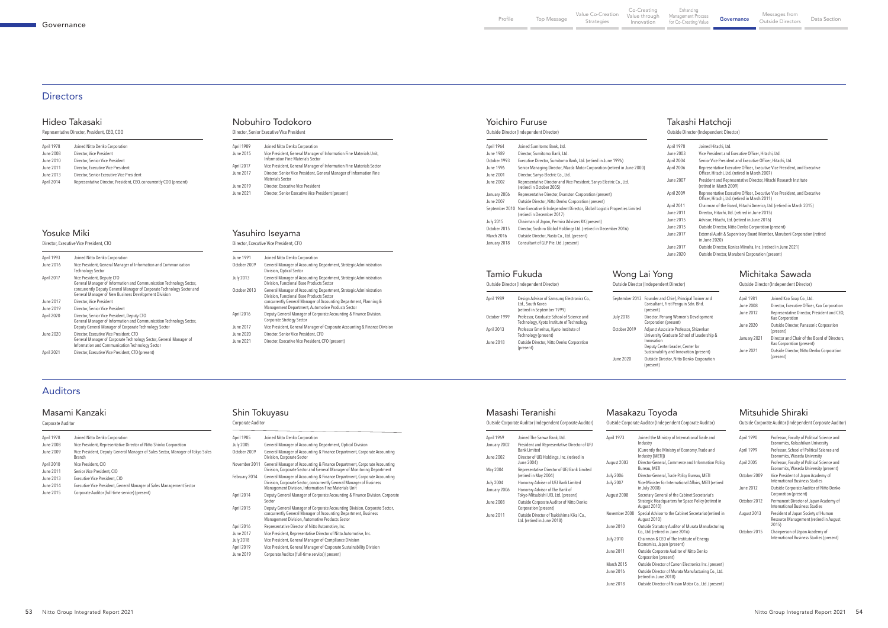# Governance

## Directors

### Hideo Takasaki

Representative Director, President, CEO, COO

| | |
|---|---|
| April 1978 | Joined Nitto Denko Corporation |
| June 2008 | Director, Vice President |
| June 2010 | Director, Senior Vice President |
| June 2011 | Director, Executive Vice President |
| June 2013 | Director, Senior Executive Vice President |
| April 2014 | Representative Director, President, CEO, concurrently COO (present) |

### Nobuhiro Todokoro

Director, Senior Executive Vice President

| | |
|---|---|
| April 1989 | Joined Nitto Denko Corporation |
| June 2015 | Vice President, General Manager of Information Fine Materials Unit, Information Fine Materials Sector |
| April 2017 | Vice President, General Manager of Information Fine Materials Sector |
| June 2017 | Director, Senior Vice President, General Manager of Information Fine Materials Sector |
| June 2019 | Director, Executive Vice President |
| June 2021 | Director, Senior Executive Vice President (present) |

### Yosuke Miki

Director, Executive Vice President, CTO

| | |
|---|---|
| April 1993 | Joined Nitto Denko Corporation |
| June 2016 | Vice President, General Manager of Information and Communication Technology Sector |
| April 2017 | Vice President, Deputy CTO<br>General Manager of Information and Communication Technology Sector, concurrently Deputy General Manager of Corporate Technology Sector and General Manager of New Business Development Division |
| June 2017 | Director, Vice President |
| June 2019 | Director, Senior Vice President |
| April 2020 | Director, Senior Vice President, Deputy CTO<br>General Manager of Information and Communication Technology Sector, Deputy General Manager of Corporate Technology Sector |
| June 2020 | Director, Executive Vice President, CTO<br>General Manager of Corporate Technology Sector, General Manager of Information and Communication Technology Sector |
| April 2021 | Director, Executive Vice President, CTO (present) |

### Yasuhiro Iseyama

Director, Executive Vice President, CFO

| | |
|---|---|
| June 1991 | Joined Nitto Denko Corporation |
| October 2009 | General Manager of Accounting Department, Strategic Administration Division, Optical Sector |
| July 2013 | General Manager of Accounting Department, Strategic Administration Division, Functional Base Products Sector |
| October 2013 | General Manager of Accounting Department, Strategic Administration Division, Functional Base Products Sector<br>concurrently General Manager of Accounting Department, Planning & Management Department, Automotive Products Sector |
| April 2016 | Deputy General Manager of Corporate Accounting & Finance Division, Corporate Strategy Sector |
| June 2017 | Vice President, General Manager of Corporate Accounting & Finance Division |
| June 2020 | Director, Senior Vice President, CFO |
| June 2021 | Director, Executive Vice President, CFO (present) |

### Yoichiro Furuse

Outside Director (Independent Director)

| | |
|---|---|
| April 1964 | Joined Sumitomo Bank, Ltd. |
| June 1989 | Director, Sumitomo Bank, Ltd. |
| October 1993 | Executive Director, Sumitomo Bank, Ltd. (retired in June 1996) |
| June 1996 | Senior Managing Director, Mazda Motor Corporation (retired in June 2000) |
| June 2001 | Director, Sanyo Electric Co., Ltd. |
| June 2002 | Representative Director and Vice President, Sanyo Electric Co., Ltd. (retired in October 2005) |
| January 2006 | Representative Director, Evanston Corporation (present) |
| June 2007 | Outside Director, Nitto Denko Corporation (present) |
| September 2010 | Non-Executive & Independent Director, Global Logistic Properties Limited (retired in December 2017) |
| July 2015 | Chairman of Japan, Permira Advisers KK (present) |
| October 2015 | Director, Sushiro Global Holdings Ltd. (retired in December 2016) |
| March 2016 | Outside Director, Nasta Co., Ltd. (present) |
| January 2018 | Consultant of GLP Pte. Ltd. (present) |

### Takashi Hatchoji

Outside Director (Independent Director)

| | |
|---|---|
| April 1970 | Joined Hitachi, Ltd. |
| June 2003 | Vice President and Executive Officer, Hitachi, Ltd. |
| April 2004 | Senior Vice President and Executive Officer, Hitachi, Ltd. |
| April 2006 | Representative Executive Officer, Executive Vice President, and Executive Officer, Hitachi, Ltd. (retired in March 2007) |
| June 2007 | President and Representative Director, Hitachi Research Institute (retired in March 2009) |
| April 2009 | Representative Executive Officer, Executive Vice President, and Executive Officer, Hitachi, Ltd. (retired in March 2011) |
| April 2011 | Chairman of the Board, Hitachi America, Ltd. (retired in March 2015) |
| June 2011 | Director, Hitachi, Ltd. (retired in June 2015) |
| June 2015 | Advisor, Hitachi, Ltd. (retired in June 2016) |
| June 2015 | Outside Director, Nitto Denko Corporation (present) |
| June 2017 | External Audit & Supervisory Board Member, Marubeni Corporation (retired in June 2020) |
| June 2017 | Outside Director, Konica Minolta, Inc. (retired in June 2021) |
| June 2020 | Outside Director, Marubeni Corporation (present) |

### Tamio Fukuda

Outside Director (Independent Director)

| | |
|---|---|
| April 1989 | Design Advisor of Samsung Electronics Co., Ltd., South Korea (retired in September 1999) |
| October 1999 | Professor, Graduate School of Science and Technology, Kyoto Institute of Technology |
| April 2013 | Professor Emeritus, Kyoto Institute of Technology (present) |
| June 2018 | Outside Director, Nitto Denko Corporation (present) |

### Wong Lai Yong

Outside Director (Independent Director)

| | |
|---|---|
| September 2013 | Founder and Chief, Principal Trainer and Consultant, First Penguin Sdn. Bhd. (present) |
| July 2018 | Director, Penang Women's Development Corporation (present) |
| October 2019 | Adjunct Associate Professor, Shizenkan University Graduate School of Leadership & Innovation<br>Deputy Center Leader, Center for Sustainability and Innovation (present) |
| June 2020 | Outside Director, Nitto Denko Corporation (present) |

### Michitaka Sawada

Outside Director (Independent Director)

| | |
|---|---|
| April 1981 | Joined Kao Soap Co., Ltd. |
| June 2008 | Director, Executive Officer, Kao Corporation |
| June 2012 | Representative Director, President and CEO, Kao Corporation |
| June 2020 | Outside Director, Panasonic Corporation (present) |
| January 2021 | Director and Chair of the Board of Directors, Kao Corporation (present) |
| June 2021 | Outside Director, Nitto Denko Corporation (present) |

## Auditors

### Masami Kanzaki

Corporate Auditor

| | |
|---|---|
| April 1978 | Joined Nitto Denko Corporation |
| June 2008 | Vice President, Representative Director of Nitto Shinko Corporation |
| June 2009 | Vice President, Deputy General Manager of Sales Sector, Manager of Tokyo Sales Branch |
| April 2010 | Vice President, CIO |
| June 2011 | Senior Vice President, CIO |
| June 2013 | Executive Vice President, CIO |
| June 2014 | Executive Vice President, General Manager of Sales Management Sector |
| June 2015 | Corporate Auditor (full-time service) (present) |

### Shin Tokuyasu

Corporate Auditor

| | |
|---|---|
| April 1985 | Joined Nitto Denko Corporation |
| July 2005 | General Manager of Accounting Department, Optical Division |
| October 2009 | General Manager of Accounting & Finance Department, Corporate Accounting Division, Corporate Sector |
| November 2011 | General Manager of Accounting & Finance Department, Corporate Accounting Division, Corporate Sector and General Manager of Monitoring Department |
| February 2014 | General Manager of Accounting & Finance Department, Corporate Accounting Division, Corporate Sector, concurrently General Manager of Business Management Division, Information Fine Materials Unit |
| April 2014 | Deputy General Manager of Corporate Accounting & Finance Division, Corporate Sector |
| April 2015 | Deputy General Manager of Corporate Accounting Division, Corporate Sector, concurrently General Manager of Accounting Department, Business Management Division, Automotive Products Sector |
| April 2016 | Representative Director of Nitto Automotive, Inc. |
| June 2017 | Vice President, Representative Director of Nitto Automotive, Inc. |
| July 2018 | Vice President, General Manager of Compliance Division |
| April 2019 | Vice President, General Manager of Corporate Sustainability Division |
| June 2019 | Corporate Auditor (full-time service) (present) |

### Masashi Teranishi

Outside Corporate Auditor (Independent Corporate Auditor)

| | |
|---|---|
| April 1969 | Joined The Sanwa Bank, Ltd. |
| January 2002 | President and Representative Director of UFJ Bank Limited |
| June 2002 | Director of UFJ Holdings, Inc. (retired in June 2004) |
| May 2004 | Representative Director of UFJ Bank Limited (retired in May 2004) |
| July 2004 | Honorary Adviser of UFJ Bank Limited |
| January 2006 | Honorary Adviser of The Bank of Tokyo-Mitsubishi UFJ, Ltd. (present) |
| June 2008 | Outside Corporate Auditor of Nitto Denko Corporation (present) |
| June 2011 | Outside Director of Tsukishima Kikai Co., Ltd. (retired in June 2018) |

### Masakazu Toyoda

Outside Corporate Auditor (Independent Corporate Auditor)

| | |
|---|---|
| April 1973 | Joined the Ministry of International Trade and Industry<br>(Currently the Ministry of Economy, Trade and Industry [METI]) |
| August 2003 | Director-General, Commerce and Information Policy Bureau, METI |
| July 2006 | Director-General, Trade Policy Bureau, METI |
| July 2007 | Vice-Minister for International Affairs, METI (retired in July 2008) |
| August 2008 | Secretary General of the Cabinet Secretariat's Strategic Headquarters for Space Policy (retired in August 2010) |
| November 2008 | Special Advisor to the Cabinet Secretariat (retired in August 2010) |
| June 2010 | Outside Statutory Auditor of Murata Manufacturing Co., Ltd. (retired in June 2016) |
| July 2010 | Chairman & CEO of The Institute of Energy Economics, Japan (present) |
| June 2011 | Outside Corporate Auditor of Nitto Denko Corporation (present) |
| March 2015 | Outside Director of Canon Electronics Inc. (present) |
| June 2016 | Outside Director of Murata Manufacturing Co., Ltd. (retired in June 2018) |
| June 2018 | Outside Director of Nissan Motor Co., Ltd. (present) |

### Mitsuhide Shiraki

Outside Corporate Auditor (Independent Corporate Auditor)

| | |
|---|---|
| April 1990 | Professor, Faculty of Political Science and Economics, Kokushikan University |
| April 1999 | Professor, School of Political Science and Economics, Waseda University |
| April 2005 | Professor, Faculty of Political Science and Economics, Waseda University (present) |
| October 2009 | Vice President of Japan Academy of International Business Studies |
| June 2012 | Outside Corporate Auditor of Nitto Denko Corporation (present) |
| October 2012 | Permanent Director of Japan Academy of International Business Studies |
| August 2013 | President of Japan Society of Human Resource Management (retired in August 2015) |
| October 2015 | Chairperson of Japan Academy of International Business Studies (present) |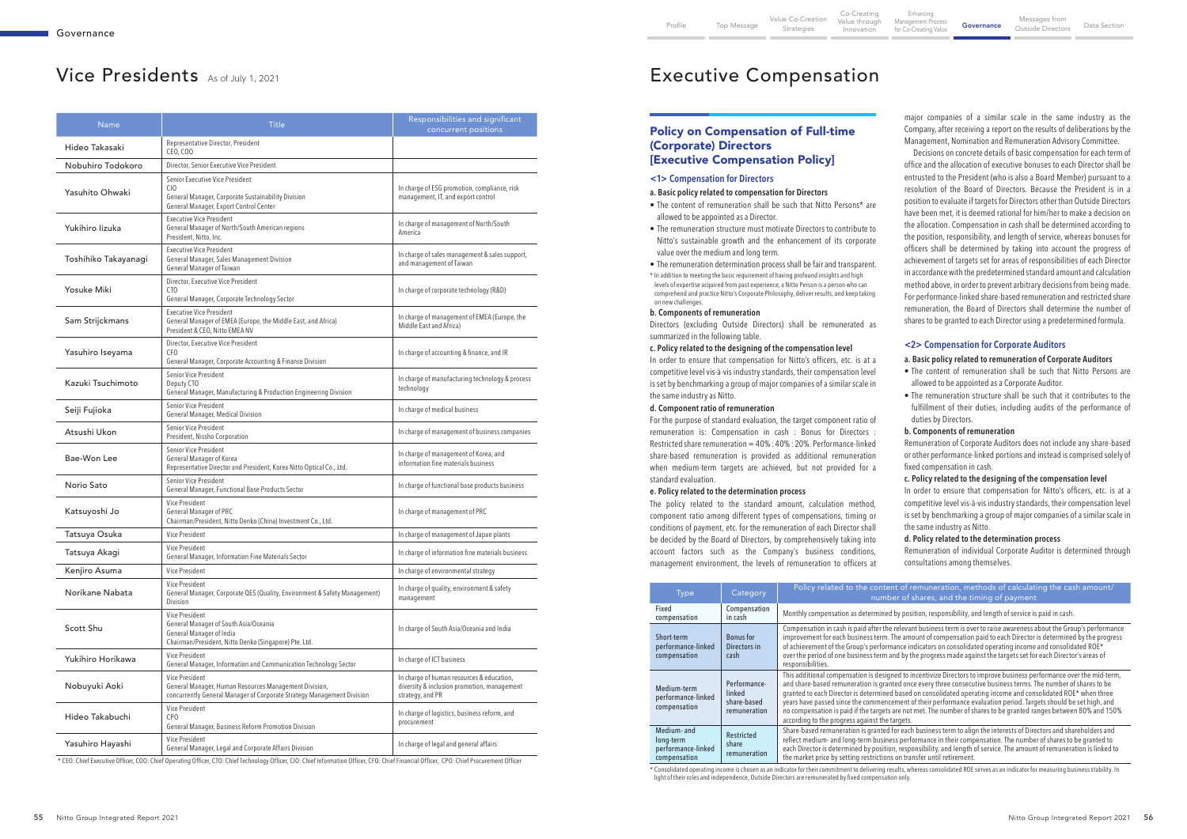# Vice Presidents As of July 1, 2021

| Name | Title | Responsibilities and significant concurrent positions |
|---|---|---|
| Hideo Takasaki | Representative Director, President<br>CEO, COO | |
| Nobuhiro Todokoro | Director, Senior Executive Vice President | |
| Yasuhito Ohwaki | Senior Executive Vice President<br>CIO<br>General Manager, Corporate Sustainability Division<br>General Manager, Export Control Center | In charge of ESG promotion, compliance, risk management, IT, and export control |
| Yukihiro Iizuka | Executive Vice President<br>General Manager of North/South American regions<br>President, Nitto, Inc. | In charge of management of North/South America |
| Toshihiko Takayanagi | Executive Vice President<br>General Manager, Sales Management Division<br>General Manager of Taiwan | In charge of sales management & sales support, and management of Taiwan |
| Yosuke Miki | Director, Executive Vice President<br>CTO<br>General Manager, Corporate Technology Sector | In charge of corporate technology (R&D) |
| Sam Strijckmans | Executive Vice President<br>General Manager of EMEA (Europe, the Middle East, and Africa)<br>President & CEO, Nitto EMEA NV | In charge of management of EMEA (Europe, the Middle East and Africa) |
| Yasuhiro Iseyama | Director, Executive Vice President<br>CFO<br>General Manager, Corporate Accounting & Finance Division | In charge of accounting & finance, and IR |
| Kazuki Tsuchimoto | Senior Vice President<br>Deputy CTO<br>General Manager, Manufacturing & Production Engineering Division | In charge of manufacturing technology & process technology |
| Seiji Fujioka | Senior Vice President<br>General Manager, Medical Division | In charge of medical business |
| Atsushi Ukon | Senior Vice President<br>President, Nissho Corporation | In charge of management of business companies |
| Bae-Won Lee | Senior Vice President<br>General Manager of Korea<br>Representative Director and President, Korea Nitto Optical Co., Ltd. | In charge of management of Korea, and information fine materials business |
| Norio Sato | Senior Vice President<br>General Manager, Functional Base Products Sector | In charge of functional base products business |
| Katsuyoshi Jo | Vice President<br>General Manager of PRC<br>Chairman/President, Nitto Denko (China) Investment Co., Ltd. | In charge of management of PRC |
| Tatsuya Osuka | Vice President | In charge of management of Japan plants |
| Tatsuya Akagi | Vice President<br>General Manager, Information Fine Materials Sector | In charge of information fine materials business |
| Kenjiro Asuma | Vice President | In charge of environmental strategy |
| Norikane Nabata | Vice President<br>General Manager, Corporate QES (Quality, Environment & Safety Management) Division | In charge of quality, environment & safety management |
| Scott Shu | Vice President<br>General Manager of South Asia/Oceania<br>General Manager of India<br>Chairman/President, Nitto Denko (Singapore) Pte. Ltd. | In charge of South Asia/Oceania and India |
| Yukihiro Horikawa | Vice President<br>General Manager, Information and Communication Technology Sector | In charge of ICT business |
| Nobuyuki Aoki | Vice President<br>General Manager, Human Resources Management Division,<br>concurrently General Manager of Corporate Strategy Management Division | In charge of human resources & education, diversity & inclusion promotion, management strategy, and PR |
| Hideo Takabuchi | Vice President<br>CPO<br>General Manager, Business Reform Promotion Division | In charge of logistics, business reform, and procurement |
| Yasuhiro Hayashi | Vice President<br>General Manager, Legal and Corporate Affairs Division | In charge of legal and general affairs |

* CEO: Chief Executive Officer, COO: Chief Operating Officer, CTO: Chief Technology Officer, CIO: Chief Information Officer, CFO: Chief Financial Officer, CPO: Chief Procurement Officer

# Executive Compensation

## Policy on Compensation of Full-time (Corporate) Directors [Executive Compensation Policy]

### <1> Compensation for Directors

**a. Basic policy related to compensation for Directors**

- The content of remuneration shall be such that Nitto Persons* are allowed to be appointed as a Director.
- The remuneration structure must motivate Directors to contribute to Nitto's sustainable growth and the enhancement of its corporate value over the medium and long term.
- The remuneration determination process shall be fair and transparent.

* In addition to meeting the basic requirement of having profound insights and high levels of expertise acquired from past experience, a Nitto Person is a person who can comprehend and practice Nitto's Corporate Philosophy, deliver results, and keep taking on new challenges.

**b. Components of remuneration**

Directors (excluding Outside Directors) shall be remunerated as summarized in the following table.

**c. Policy related to the designing of the compensation level**

In order to ensure that compensation for Nitto's officers, etc. is at a competitive level vis-à-vis industry standards, their compensation level is set by benchmarking a group of major companies of a similar scale in the same industry as Nitto.

**d. Component ratio of remuneration**

For the purpose of standard evaluation, the target component ratio of remuneration is: Compensation in cash : Bonus for Directors : Restricted share remuneration = 40% : 40% : 20%. Performance-linked share-based remuneration is provided as additional remuneration when medium-term targets are achieved, but not provided for a standard evaluation.

**e. Policy related to the determination process**

The policy related to the standard amount, calculation method, component ratio among different types of compensations, timing or conditions of payment, etc. for the remuneration of each Director shall be decided by the Board of Directors, by comprehensively taking into account factors such as the Company's business conditions, management environment, the levels of remuneration to officers at major companies of a similar scale in the same industry as the Company, after receiving a report on the results of deliberations by the Management, Nomination and Remuneration Advisory Committee.

Decisions on concrete details of basic compensation for each term of office and the allocation of executive bonuses to each Director shall be entrusted to the President (who is also a Board Member) pursuant to a resolution of the Board of Directors. Because the President is in a position to evaluate if targets for Directors other than Outside Directors have been met, it is deemed rational for him/her to make a decision on the allocation. Compensation in cash shall be determined according to the position, responsibility, and length of service, whereas bonuses for officers shall be determined by taking into account the progress of achievement of targets set for areas of responsibilities of each Director in accordance with the predetermined standard amount and calculation method above, in order to prevent arbitrary decisions from being made. For performance-linked share-based remuneration and restricted share remuneration, the Board of Directors shall determine the number of shares to be granted to each Director using a predetermined formula.

### <2> Compensation for Corporate Auditors

**a. Basic policy related to remuneration of Corporate Auditors**

- The content of remuneration shall be such that Nitto Persons are allowed to be appointed as a Corporate Auditor.
- The remuneration structure shall be such that it contributes to the fulfillment of their duties, including audits of the performance of duties by Directors.

**b. Components of remuneration**

Remuneration of Corporate Auditors does not include any share-based or other performance-linked portions and instead is comprised solely of fixed compensation in cash.

**c. Policy related to the designing of the compensation level**

In order to ensure that compensation for Nitto's officers, etc. is at a competitive level vis-à-vis industry standards, their compensation level is set by benchmarking a group of major companies of a similar scale in the same industry as Nitto.

**d. Policy related to the determination process**

Remuneration of individual Corporate Auditor is determined through consultations among themselves.

| Type | Category | Policy related to the content of remuneration, methods of calculating the cash amount/number of shares, and the timing of payment |
|---|---|---|
| Fixed compensation | Compensation in cash | Monthly compensation as determined by position, responsibility, and length of service is paid in cash. |
| Short-term performance-linked compensation | Bonus for Directors in cash | Compensation in cash is paid after the relevant business term is over to raise awareness about the Group's performance improvement for each business term. The amount of compensation paid to each Director is determined by the progress of achievement of the Group's performance indicators on consolidated operating income and consolidated ROE* over the period of one business term and by the progress made against the targets set for each Director's areas of responsibilities. |
| Medium-term performance-linked compensation | Performance-linked share-based remuneration | This additional compensation is designed to incentivize Directors to improve business performance over the mid-term, and share-based remuneration is granted once every three consecutive business terms. The number of shares to be granted to each Director is determined based on consolidated operating income and consolidated ROE* when three years have passed since the commencement of their performance evaluation period. Targets should be set high, and no compensation is paid if the targets are not met. The number of shares to be granted ranges between 80% and 150% according to the progress against the targets. |
| Medium- and long-term performance-linked compensation | Restricted share remuneration | Share-based remuneration is granted for each business term to align the interests of Directors and shareholders and reflect medium- and long-term business performance in their compensation. The number of shares to be granted to each Director is determined by position, responsibility, and length of service. The amount of remuneration is linked to the market price by setting restrictions on transfer until retirement. |

* Consolidated operating income is chosen as an indicator for their commitment to delivering results, whereas consolidated ROE serves as an indicator for measuring business stability. In light of their roles and independence, Outside Directors are remunerated by fixed compensation only.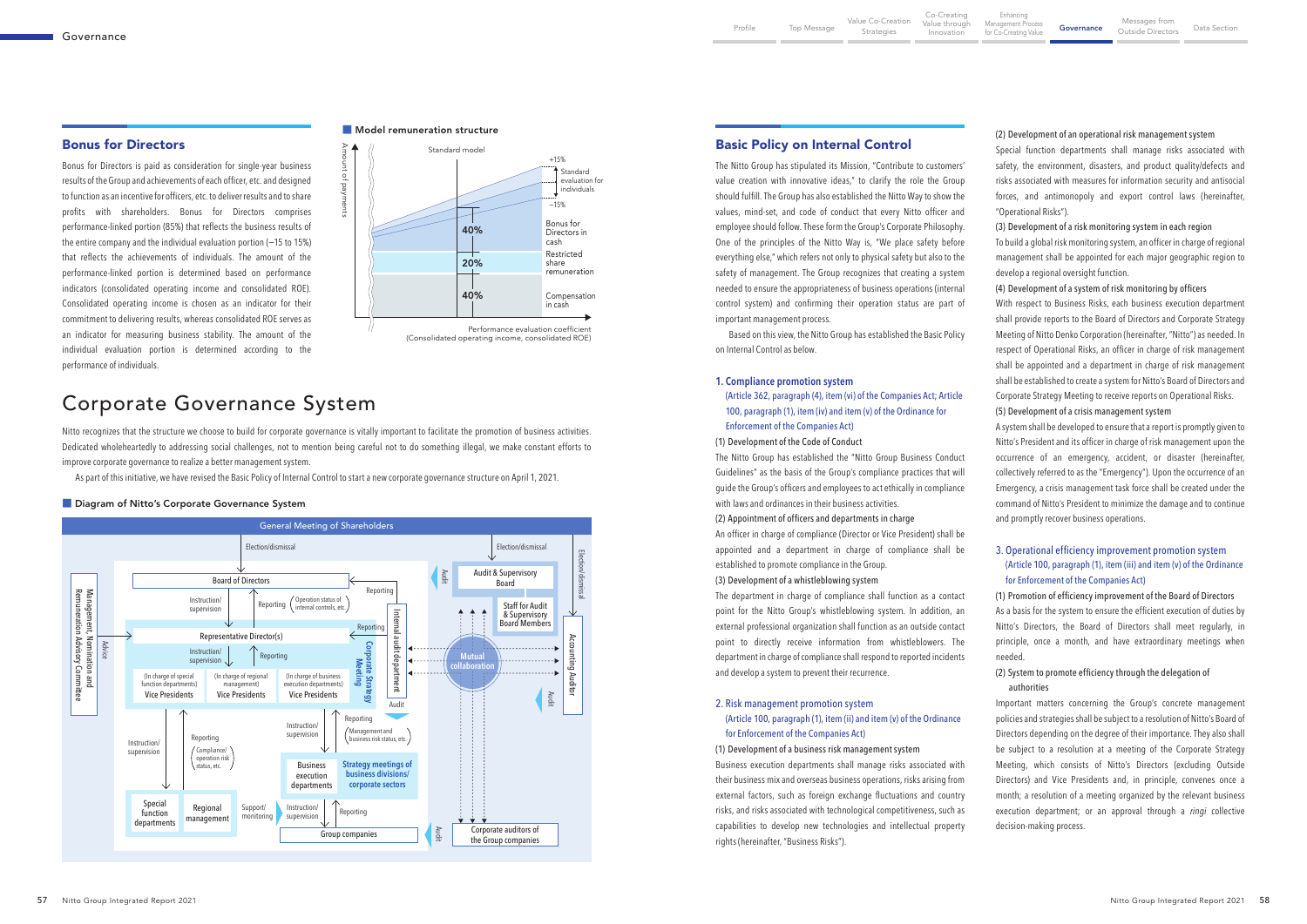## Bonus for Directors

Bonus for Directors is paid as consideration for single-year business results of the Group and achievements of each officer, etc. and designed to function as an incentive for officers, etc. to deliver results and to share profits with shareholders. Bonus for Directors comprises performance-linked portion (85%) that reflects the business results of the entire company and the individual evaluation portion (−15 to 15%) that reflects the achievements of individuals. The amount of the performance-linked portion is determined based on performance indicators (consolidated operating income and consolidated ROE). Consolidated operating income is chosen as an indicator for their commitment to delivering results, whereas consolidated ROE serves as an indicator for measuring business stability. The amount of the individual evaluation portion is determined according to the performance of individuals.

■ Model remuneration structure

Standard model

| Component | Share |
|---|---|
| Bonus for Directors in cash (Standard evaluation for individuals +15% / −15%) | 40% |
| Restricted share remuneration | 20% |
| Compensation in cash | 40% |

Vertical axis: Amount of payments
Horizontal axis: Performance evaluation coefficient (Consolidated operating income, consolidated ROE)

# Corporate Governance System

Nitto recognizes that the structure we choose to build for corporate governance is vitally important to facilitate the promotion of business activities. Dedicated wholeheartedly to addressing social challenges, not to mention being careful not to do something illegal, we make constant efforts to improve corporate governance to realize a better management system.

As part of this initiative, we have revised the Basic Policy of Internal Control to start a new corporate governance structure on April 1, 2021.

■ Diagram of Nitto's Corporate Governance System

General Meeting of Shareholders; Election/dismissal; Board of Directors; Audit & Supervisory Board; Staff for Audit & Supervisory Board Members; Accounting Auditor; Management, Nomination and Remuneration Advisory Committee; Advice; Representative Director(s); Instruction/supervision; Reporting (Operation status of internal controls, etc.); Internal audit department; Corporate Strategy Meeting; Mutual collaboration; Vice Presidents (In charge of special function departments); Vice Presidents (In charge of regional management); Vice Presidents (In charge of business execution departments); Reporting (Compliance/operation risk status, etc.); Reporting (Management and business risk status, etc.); Business execution departments; Strategy meetings of business divisions/corporate sectors; Special function departments; Regional management; Support/monitoring; Group companies; Corporate auditors of the Group companies; Audit

## Basic Policy on Internal Control

The Nitto Group has stipulated its Mission, "Contribute to customers' value creation with innovative ideas," to clarify the role the Group should fulfill. The Group has also established the Nitto Way to show the values, mind-set, and code of conduct that every Nitto officer and employee should follow. These form the Group's Corporate Philosophy. One of the principles of the Nitto Way is, "We place safety before everything else," which refers not only to physical safety but also to the safety of management. The Group recognizes that creating a system needed to ensure the appropriateness of business operations (internal control system) and confirming their operation status are part of important management process.

Based on this view, the Nitto Group has established the Basic Policy on Internal Control as below.

### 1. Compliance promotion system
(Article 362, paragraph (4), item (vi) of the Companies Act; Article 100, paragraph (1), item (iv) and item (v) of the Ordinance for Enforcement of the Companies Act)

(1) Development of the Code of Conduct

The Nitto Group has established the "Nitto Group Business Conduct Guidelines" as the basis of the Group's compliance practices that will guide the Group's officers and employees to act ethically in compliance with laws and ordinances in their business activities.

(2) Appointment of officers and departments in charge

An officer in charge of compliance (Director or Vice President) shall be appointed and a department in charge of compliance shall be established to promote compliance in the Group.

(3) Development of a whistleblowing system

The department in charge of compliance shall function as a contact point for the Nitto Group's whistleblowing system. In addition, an external professional organization shall function as an outside contact point to directly receive information from whistleblowers. The department in charge of compliance shall respond to reported incidents and develop a system to prevent their recurrence.

### 2. Risk management promotion system
(Article 100, paragraph (1), item (ii) and item (v) of the Ordinance for Enforcement of the Companies Act)

(1) Development of a business risk management system

Business execution departments shall manage risks associated with their business mix and overseas business operations, risks arising from external factors, such as foreign exchange fluctuations and country risks, and risks associated with technological competitiveness, such as capabilities to develop new technologies and intellectual property rights (hereinafter, "Business Risks").

(2) Development of an operational risk management system

Special function departments shall manage risks associated with safety, the environment, disasters, and product quality/defects and risks associated with measures for information security and antisocial forces, and antimonopoly and export control laws (hereinafter, "Operational Risks").

(3) Development of a risk monitoring system in each region

To build a global risk monitoring system, an officer in charge of regional management shall be appointed for each major geographic region to develop a regional oversight function.

(4) Development of a system of risk monitoring by officers

With respect to Business Risks, each business execution department shall provide reports to the Board of Directors and Corporate Strategy Meeting of Nitto Denko Corporation (hereinafter, "Nitto") as needed. In respect of Operational Risks, an officer in charge of risk management shall be appointed and a department in charge of risk management shall be established to create a system for Nitto's Board of Directors and Corporate Strategy Meeting to receive reports on Operational Risks.

(5) Development of a crisis management system

A system shall be developed to ensure that a report is promptly given to Nitto's President and its officer in charge of risk management upon the occurrence of an emergency, accident, or disaster (hereinafter, collectively referred to as the "Emergency"). Upon the occurrence of an Emergency, a crisis management task force shall be created under the command of Nitto's President to minimize the damage and to continue and promptly recover business operations.

### 3. Operational efficiency improvement promotion system
(Article 100, paragraph (1), item (iii) and item (v) of the Ordinance for Enforcement of the Companies Act)

(1) Promotion of efficiency improvement of the Board of Directors

As a basis for the system to ensure the efficient execution of duties by Nitto's Directors, the Board of Directors shall meet regularly, in principle, once a month, and have extraordinary meetings when needed.

(2) System to promote efficiency through the delegation of authorities

Important matters concerning the Group's concrete management policies and strategies shall be subject to a resolution of Nitto's Board of Directors depending on the degree of their importance. They also shall be subject to a resolution at a meeting of the Corporate Strategy Meeting, which consists of Nitto's Directors (excluding Outside Directors) and Vice Presidents and, in principle, convenes once a month; a resolution of a meeting organized by the relevant business execution department; or an approval through a *ringi* collective decision-making process.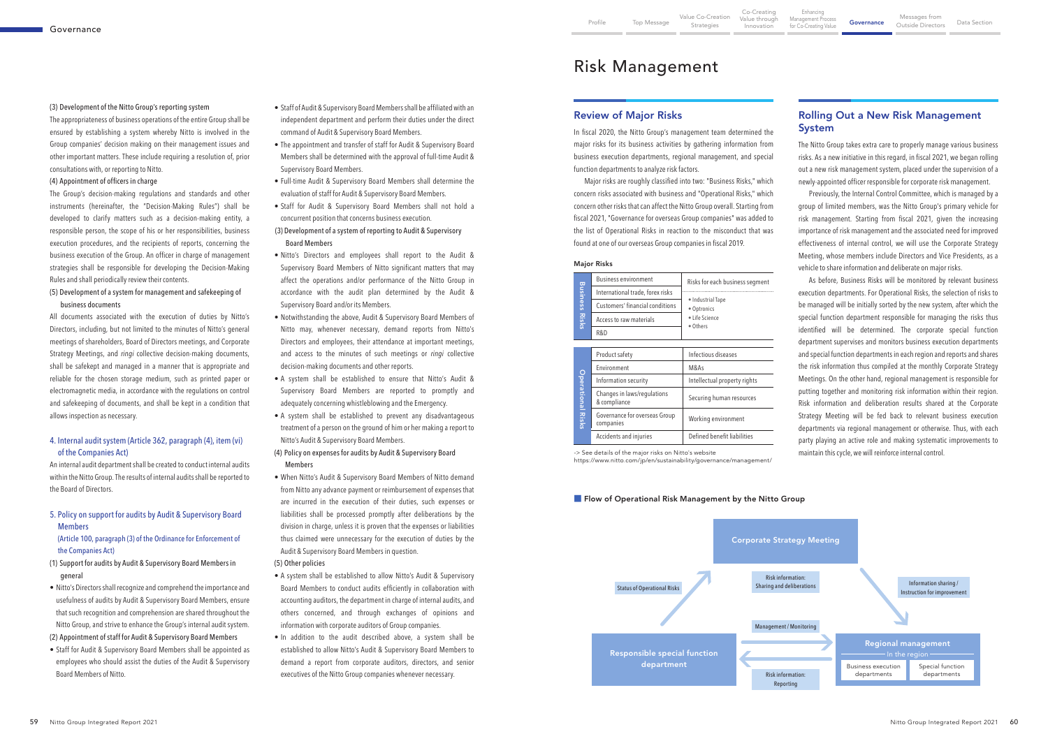(3) Development of the Nitto Group's reporting system

The appropriateness of business operations of the entire Group shall be ensured by establishing a system whereby Nitto is involved in the Group companies' decision making on their management issues and other important matters. These include requiring a resolution of, prior consultations with, or reporting to Nitto.

(4) Appointment of officers in charge

The Group's decision-making regulations and standards and other instruments (hereinafter, the "Decision-Making Rules") shall be developed to clarify matters such as a decision-making entity, a responsible person, the scope of his or her responsibilities, business execution procedures, and the recipients of reports, concerning the business execution of the Group. An officer in charge of management strategies shall be responsible for developing the Decision-Making Rules and shall periodically review their contents.

(5) Development of a system for management and safekeeping of business documents

All documents associated with the execution of duties by Nitto's Directors, including, but not limited to the minutes of Nitto's general meetings of shareholders, Board of Directors meetings, and Corporate Strategy Meetings, and *ringi* collective decision-making documents, shall be safekept and managed in a manner that is appropriate and reliable for the chosen storage medium, such as printed paper or electromagnetic media, in accordance with the regulations on control and safekeeping of documents, and shall be kept in a condition that allows inspection as necessary.

### 4. Internal audit system (Article 362, paragraph (4), item (vi) of the Companies Act)

An internal audit department shall be created to conduct internal audits within the Nitto Group. The results of internal audits shall be reported to the Board of Directors.

### 5. Policy on support for audits by Audit & Supervisory Board Members

(Article 100, paragraph (3) of the Ordinance for Enforcement of the Companies Act)

(1) Support for audits by Audit & Supervisory Board Members in general

- Nitto's Directors shall recognize and comprehend the importance and usefulness of audits by Audit & Supervisory Board Members, ensure that such recognition and comprehension are shared throughout the Nitto Group, and strive to enhance the Group's internal audit system.

(2) Appointment of staff for Audit & Supervisory Board Members

- Staff for Audit & Supervisory Board Members shall be appointed as employees who should assist the duties of the Audit & Supervisory Board Members of Nitto.
- Staff of Audit & Supervisory Board Members shall be affiliated with an independent department and perform their duties under the direct command of Audit & Supervisory Board Members.
- The appointment and transfer of staff for Audit & Supervisory Board Members shall be determined with the approval of full-time Audit & Supervisory Board Members.
- Full-time Audit & Supervisory Board Members shall determine the evaluation of staff for Audit & Supervisory Board Members.
- Staff for Audit & Supervisory Board Members shall not hold a concurrent position that concerns business execution.

(3) Development of a system of reporting to Audit & Supervisory Board Members

- Nitto's Directors and employees shall report to the Audit & Supervisory Board Members of Nitto significant matters that may affect the operations and/or performance of the Nitto Group in accordance with the audit plan determined by the Audit & Supervisory Board and/or its Members.
- Notwithstanding the above, Audit & Supervisory Board Members of Nitto may, whenever necessary, demand reports from Nitto's Directors and employees, their attendance at important meetings, and access to the minutes of such meetings or *ringi* collective decision-making documents and other reports.
- A system shall be established to ensure that Nitto's Audit & Supervisory Board Members are reported to promptly and adequately concerning whistleblowing and the Emergency.
- A system shall be established to prevent any disadvantageous treatment of a person on the ground of him or her making a report to Nitto's Audit & Supervisory Board Members.

(4) Policy on expenses for audits by Audit & Supervisory Board Members

- When Nitto's Audit & Supervisory Board Members of Nitto demand from Nitto any advance payment or reimbursement of expenses that are incurred in the execution of their duties, such expenses or liabilities shall be processed promptly after deliberations by the division in charge, unless it is proven that the expenses or liabilities thus claimed were unnecessary for the execution of duties by the Audit & Supervisory Board Members in question.

(5) Other policies

- A system shall be established to allow Nitto's Audit & Supervisory Board Members to conduct audits efficiently in collaboration with accounting auditors, the department in charge of internal audits, and others concerned, and through exchanges of opinions and information with corporate auditors of Group companies.
- In addition to the audit described above, a system shall be established to allow Nitto's Audit & Supervisory Board Members to demand a report from corporate auditors, directors, and senior executives of the Nitto Group companies whenever necessary.

# Risk Management

## Review of Major Risks

In fiscal 2020, the Nitto Group's management team determined the major risks for its business activities by gathering information from business execution departments, regional management, and special function departments to analyze risk factors.

Major risks are roughly classified into two: "Business Risks," which concern risks associated with business and "Operational Risks," which concern other risks that can affect the Nitto Group overall. Starting from fiscal 2021, "Governance for overseas Group companies" was added to the list of Operational Risks in reaction to the misconduct that was found at one of our overseas Group companies in fiscal 2019.

**Major Risks**

| | | |
|---|---|---|
| Business Risks | Business environment | Risks for each business segment<br>• Industrial Tape<br>• Optronics<br>• Life Science<br>• Others |
| | International trade, forex risks | |
| | Customers' financial conditions | |
| | Access to raw materials | |
| | R&D | |

| | | |
|---|---|---|
| Operational Risks | Product safety | Infectious diseases |
| | Environment | M&As |
| | Information security | Intellectual property rights |
| | Changes in laws/regulations & compliance | Securing human resources |
| | Governance for overseas Group companies | Working environment |
| | Accidents and injuries | Defined benefit liabilities |

-> See details of the major risks on Nitto's website
https://www.nitto.com/jp/en/sustainability/governance/management/

## Rolling Out a New Risk Management System

The Nitto Group takes extra care to properly manage various business risks. As a new initiative in this regard, in fiscal 2021, we began rolling out a new risk management system, placed under the supervision of a newly-appointed officer responsible for corporate risk management.

Previously, the Internal Control Committee, which is managed by a group of limited members, was the Nitto Group's primary vehicle for risk management. Starting from fiscal 2021, given the increasing importance of risk management and the associated need for improved effectiveness of internal control, we will use the Corporate Strategy Meeting, whose members include Directors and Vice Presidents, as a vehicle to share information and deliberate on major risks.

As before, Business Risks will be monitored by relevant business execution departments. For Operational Risks, the selection of risks to be managed will be initially sorted by the new system, after which the special function department responsible for managing the risks thus identified will be determined. The corporate special function department supervises and monitors business execution departments and special function departments in each region and reports and shares the risk information thus compiled at the monthly Corporate Strategy Meetings. On the other hand, regional management is responsible for putting together and monitoring risk information within their region. Risk information and deliberation results shared at the Corporate Strategy Meeting will be fed back to relevant business execution departments via regional management or otherwise. Thus, with each party playing an active role and making systematic improvements to maintain this cycle, we will reinforce internal control.

**Flow of Operational Risk Management by the Nitto Group**

Corporate Strategy Meeting

Status of Operational Risks

Risk information: Sharing and deliberations

Information sharing / Instruction for improvement

Responsible special function department

Management / Monitoring

Risk information: Reporting

Regional management — In the region: Business execution departments; Special function departments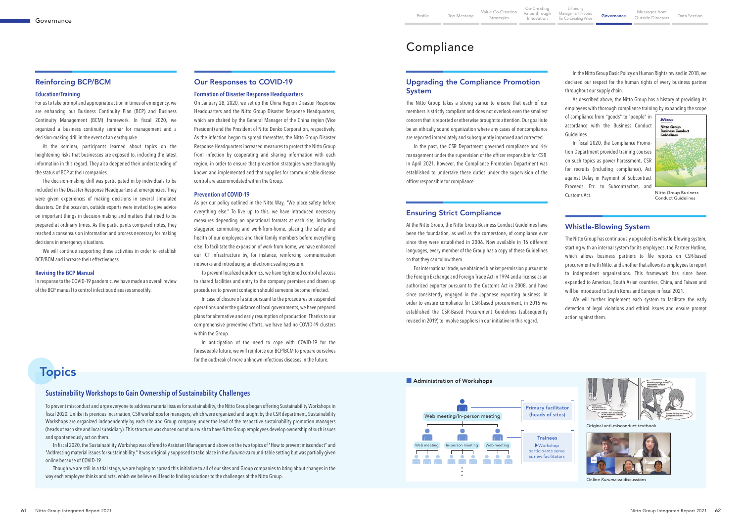# Governance

## Reinforcing BCP/BCM

### Education/Training

For us to take prompt and appropriate action in times of emergency, we are enhancing our Business Continuity Plan (BCP) and Business Continuity Management (BCM) framework. In fiscal 2020, we organized a business continuity seminar for management and a decision-making drill in the event of an earthquake.

At the seminar, participants learned about topics on the heightening risks that businesses are exposed to, including the latest information in this regard. They also deepened their understanding of the status of BCP at their companies.

The decision-making drill was participated in by individuals to be included in the Disaster Response Headquarters at emergencies. They were given experiences of making decisions in several simulated disasters. On the occasion, outside experts were invited to give advice on important things in decision-making and matters that need to be prepared at ordinary times. As the participants compared notes, they reached a consensus on information and process necessary for making decisions in emergency situations.

We will continue supporting these activities in order to establish BCP/BCM and increase their effectiveness.

### Revising the BCP Manual

In response to the COVID-19 pandemic, we have made an overall review of the BCP manual to control infectious diseases smoothly.

## Our Responses to COVID-19

### Formation of Disaster Response Headquarters

On January 28, 2020, we set up the China Region Disaster Response Headquarters, and the Nitto Group Disaster Response Headquarters, which are chaired by the General Manager of the China region (Vice President) and the President of Nitto Denko Corporation, respectively. As the infection began to spread thereafter, the Nitto Group Disaster Response Headquarters increased measures to protect the Nitto Group from infection by cooperating and sharing information with each region, in order to ensure that prevention strategies were thoroughly known and implemented and that supplies for communicable disease control are accommodated within the Group.

### Prevention of COVID-19

As per our policy outlined in the Nitto Way, "We place safety before everything else." To live up to this, we have introduced necessary measures depending on operational formats at each site, including staggered commuting and work-from-home, placing the safety and health of our employees and their family members before everything else. To facilitate the expansion of work-from-home, we have enhanced our ICT infrastructure by, for instance, reinforcing communication networks and introducing an electronic sealing system.

To prevent localized epidemics, we have tightened control of access to shared facilities and entry to the company premises and drawn up procedures to prevent contagion should someone become infected.

In case of closure of a site pursuant to the procedures or suspended operations under the guidance of local governments, we have prepared plans for alternative and early resumption of production. Thanks to our comprehensive preventive efforts, we have had no COVID-19 clusters within the Group.

In anticipation of the need to cope with COVID-19 for the foreseeable future, we will reinforce our BCP/BCM to prepare ourselves for the outbreak of more unknown infectious diseases in the future.

# Compliance

## Upgrading the Compliance Promotion System

The Nitto Group takes a strong stance to ensure that each of our members is strictly compliant and does not overlook even the smallest concern that is reported or otherwise brought to attention. Our goal is to be an ethically sound organization where any cases of noncompliance are reported immediately and subsequently improved and corrected.

In the past, the CSR Department governed compliance and risk management under the supervision of the officer responsible for CSR. In April 2021, however, the Compliance Promotion Department was established to undertake these duties under the supervision of the officer responsible for compliance.

## Ensuring Strict Compliance

At the Nitto Group, the Nitto Group Business Conduct Guidelines have been the foundation, as well as the cornerstone, of compliance ever since they were established in 2006. Now available in 16 different languages, every member of the Group has a copy of these Guidelines so that they can follow them.

For international trade, we obtained blanket permission pursuant to the Foreign Exchange and Foreign Trade Act in 1994 and a license as an authorized exporter pursuant to the Customs Act in 2008, and have since consistently engaged in the Japanese exporting business. In order to ensure compliance for CSR-based procurement, in 2016 we established the CSR-Based Procurement Guidelines (subsequently revised in 2019) to involve suppliers in our initiative in this regard.

In the Nitto Group Basic Policy on Human Rights revised in 2018, we declared our respect for the human rights of every business partner throughout our supply chain.

As described above, the Nitto Group has a history of providing its employees with thorough compliance training by expanding the scope of compliance from "goods" to "people" in accordance with the Business Conduct Guidelines.

In fiscal 2020, the Compliance Promotion Department provided training courses on such topics as power harassment, CSR for recruits (including compliance), Act against Delay in Payment of Subcontract Proceeds, Etc. to Subcontractors, and Customs Act.

Nitto Group Business Conduct Guidelines

## Whistle-Blowing System

The Nitto Group has continuously upgraded its whistle-blowing system, starting with an internal system for its employees, the Partner Hotline, which allows business partners to file reports on CSR-based procurement with Nitto, and another that allows its employees to report to independent organizations. This framework has since been expanded to Americas, South Asian countries, China, and Taiwan and will be introduced to South Korea and Europe in fiscal 2021.

We will further implement each system to facilitate the early detection of legal violations and ethical issues and ensure prompt action against them.

# Topics

## Sustainability Workshops to Gain Ownership of Sustainability Challenges

To prevent misconduct and urge everyone to address material issues for sustainability, the Nitto Group began offering Sustainability Workshops in fiscal 2020. Unlike its previous incarnation, CSR workshops for managers, which were organized and taught by the CSR department, Sustainability Workshops are organized independently by each site and Group company under the lead of the respective sustainability promotion managers (heads of each site and local subsidiary). This structure was chosen out of our wish to have Nitto Group employees develop ownership of such issues and spontaneously act on them.

In fiscal 2020, the Sustainability Workshop was offered to Assistant Managers and above on the two topics of "How to prevent misconduct" and "Addressing material issues for sustainability." It was originally supposed to take place in the *Kuruma-za* round-table setting but was partially given online because of COVID-19.

Though we are still in a trial stage, we are hoping to spread this initiative to all of our sites and Group companies to bring about changes in the way each employee thinks and acts, which we believe will lead to finding solutions to the challenges of the Nitto Group.

### Administration of Workshops

Web meeting/In-person meeting

Primary facilitator (heads of sites)

Web meeting | In-person meeting | Web meeting

Trainees
▶Workshop participants serve as new facilitators

Original anti-misconduct textbook

Online *Kuruma-za* discussions